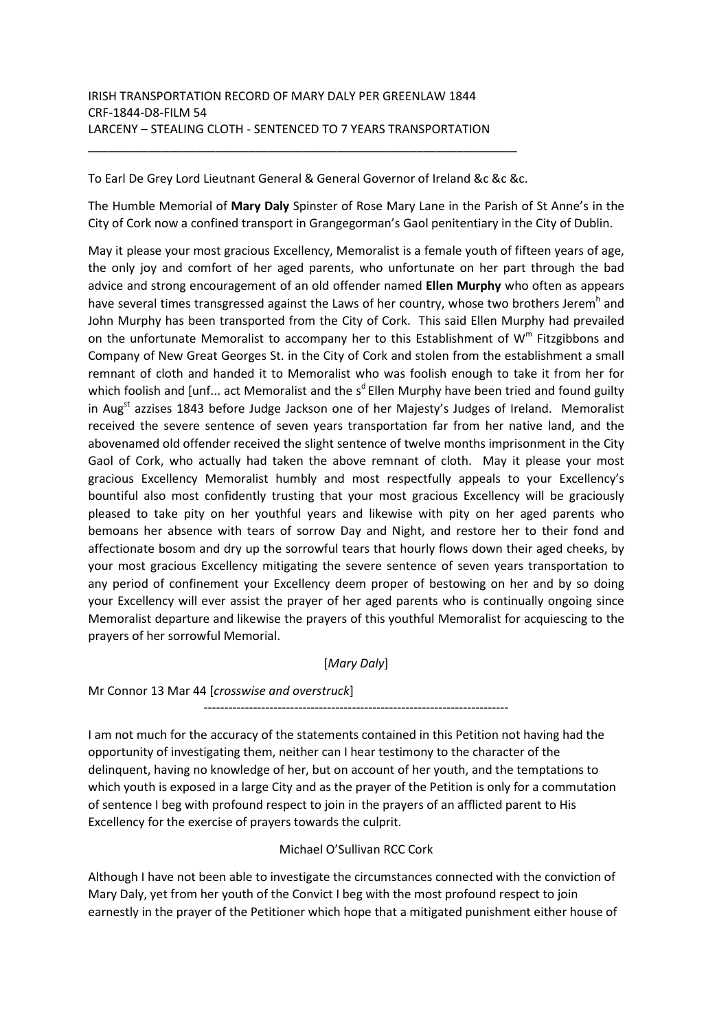IRISH TRANSPORTATION RECORD OF MARY DALY PER GREENLAW 1844
CRF-1844-D8-FILM 54
LARCENY – STEALING CLOTH - SENTENCED TO 7 YEARS TRANSPORTATION

---

To Earl De Grey Lord Lieutnant General & General Governor of Ireland &c &c &c.

The Humble Memorial of **Mary Daly** Spinster of Rose Mary Lane in the Parish of St Anne's in the City of Cork now a confined transport in Grangegorman's Gaol penitentiary in the City of Dublin.

May it please your most gracious Excellency, Memoralist is a female youth of fifteen years of age, the only joy and comfort of her aged parents, who unfortunate on her part through the bad advice and strong encouragement of an old offender named **Ellen Murphy** who often as appears have several times transgressed against the Laws of her country, whose two brothers Jerem[h] and John Murphy has been transported from the City of Cork. This said Ellen Murphy had prevailed on the unfortunate Memoralist to accompany her to this Establishment of W[m] Fitzgibbons and Company of New Great Georges St. in the City of Cork and stolen from the establishment a small remnant of cloth and handed it to Memoralist who was foolish enough to take it from her for which foolish and [unf... act Memoralist and the s[d] Ellen Murphy have been tried and found guilty in Aug[st] azzises 1843 before Judge Jackson one of her Majesty's Judges of Ireland. Memoralist received the severe sentence of seven years transportation far from her native land, and the abovenamed old offender received the slight sentence of twelve months imprisonment in the City Gaol of Cork, who actually had taken the above remnant of cloth. May it please your most gracious Excellency Memoralist humbly and most respectfully appeals to your Excellency's bountiful also most confidently trusting that your most gracious Excellency will be graciously pleased to take pity on her youthful years and likewise with pity on her aged parents who bemoans her absence with tears of sorrow Day and Night, and restore her to their fond and affectionate bosom and dry up the sorrowful tears that hourly flows down their aged cheeks, by your most gracious Excellency mitigating the severe sentence of seven years transportation to any period of confinement your Excellency deem proper of bestowing on her and by so doing your Excellency will ever assist the prayer of her aged parents who is continually ongoing since Memoralist departure and likewise the prayers of this youthful Memoralist for acquiescing to the prayers of her sorrowful Memorial.

[*Mary Daly*]

Mr Connor 13 Mar 44 [*crosswise and overstruck*]

---

I am not much for the accuracy of the statements contained in this Petition not having had the opportunity of investigating them, neither can I hear testimony to the character of the delinquent, having no knowledge of her, but on account of her youth, and the temptations to which youth is exposed in a large City and as the prayer of the Petition is only for a commutation of sentence I beg with profound respect to join in the prayers of an afflicted parent to His Excellency for the exercise of prayers towards the culprit.

Michael O'Sullivan RCC Cork

Although I have not been able to investigate the circumstances connected with the conviction of Mary Daly, yet from her youth of the Convict I beg with the most profound respect to join earnestly in the prayer of the Petitioner which hope that a mitigated punishment either house of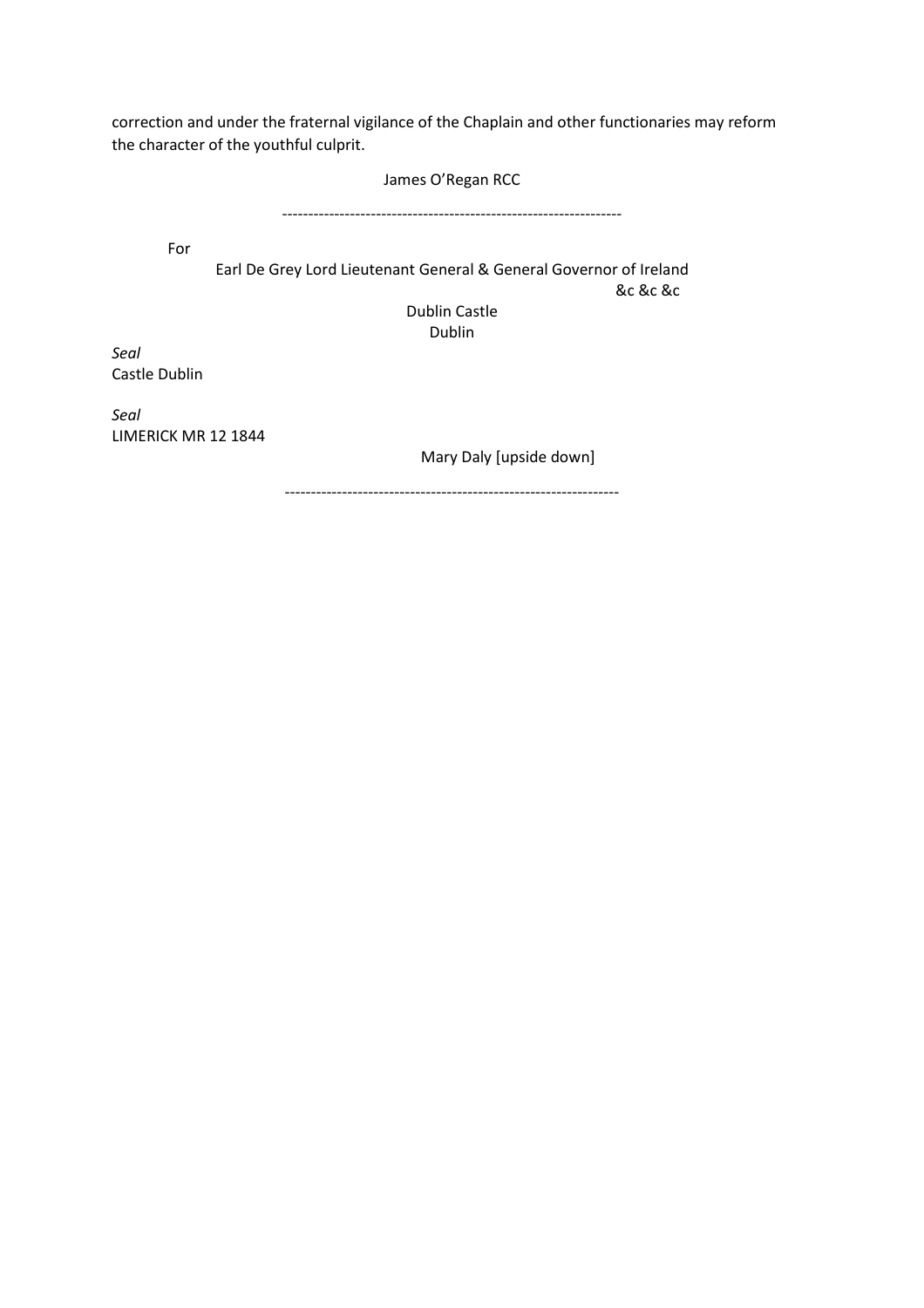correction and under the fraternal vigilance of the Chaplain and other functionaries may reform the character of the youthful culprit.

James O'Regan RCC

---

For

Earl De Grey Lord Lieutenant General & General Governor of Ireland
&c &c &c

Dublin Castle
Dublin

*Seal*
Castle Dublin

*Seal*
LIMERICK MR 12 1844

Mary Daly [upside down]

---